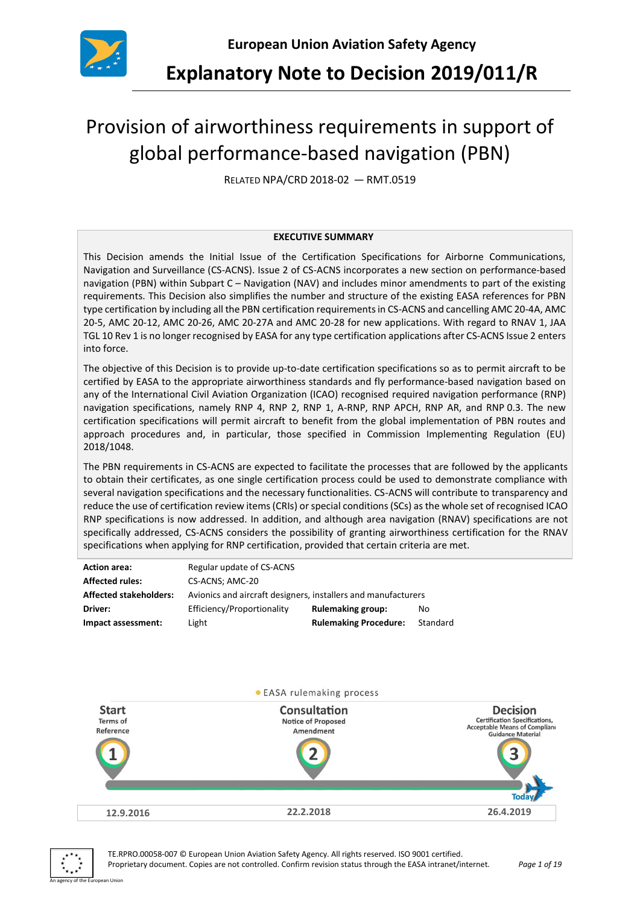European Union Aviation Safety Agency

# Explanatory Note to Decision 2019/011/R

## Provision of airworthiness requirements in support of global performance-based navigation (PBN)

RELATED NPA/CRD 2018-02 — RMT.0519

**EXECUTIVE SUMMARY**

This Decision amends the Initial Issue of the Certification Specifications for Airborne Communications, Navigation and Surveillance (CS-ACNS). Issue 2 of CS-ACNS incorporates a new section on performance-based navigation (PBN) within Subpart C – Navigation (NAV) and includes minor amendments to part of the existing requirements. This Decision also simplifies the number and structure of the existing EASA references for PBN type certification by including all the PBN certification requirements in CS-ACNS and cancelling AMC 20-4A, AMC 20-5, AMC 20-12, AMC 20-26, AMC 20-27A and AMC 20-28 for new applications. With regard to RNAV 1, JAA TGL 10 Rev 1 is no longer recognised by EASA for any type certification applications after CS-ACNS Issue 2 enters into force.

The objective of this Decision is to provide up-to-date certification specifications so as to permit aircraft to be certified by EASA to the appropriate airworthiness standards and fly performance-based navigation based on any of the International Civil Aviation Organization (ICAO) recognised required navigation performance (RNP) navigation specifications, namely RNP 4, RNP 2, RNP 1, A-RNP, RNP APCH, RNP AR, and RNP 0.3. The new certification specifications will permit aircraft to benefit from the global implementation of PBN routes and approach procedures and, in particular, those specified in Commission Implementing Regulation (EU) 2018/1048.

The PBN requirements in CS-ACNS are expected to facilitate the processes that are followed by the applicants to obtain their certificates, as one single certification process could be used to demonstrate compliance with several navigation specifications and the necessary functionalities. CS-ACNS will contribute to transparency and reduce the use of certification review items (CRIs) or special conditions (SCs) as the whole set of recognised ICAO RNP specifications is now addressed. In addition, and although area navigation (RNAV) specifications are not specifically addressed, CS-ACNS considers the possibility of granting airworthiness certification for the RNAV specifications when applying for RNP certification, provided that certain criteria are met.

| | | | |
|---|---|---|---|
| **Action area:** | Regular update of CS-ACNS | | |
| **Affected rules:** | CS-ACNS; AMC-20 | | |
| **Affected stakeholders:** | Avionics and aircraft designers, installers and manufacturers | | |
| **Driver:** | Efficiency/Proportionality | **Rulemaking group:** | No |
| **Impact assessment:** | Light | **Rulemaking Procedure:** | Standard |

EASA rulemaking process

| Start | Consultation | Decision |
|---|---|---|
| Terms of Reference | Notice of Proposed Amendment | Certification Specifications, Acceptable Means of Compliance, Guidance Material |
| 1 | 2 | 3 |
| 12.9.2016 | 22.2.2018 | 26.4.2019 |

Today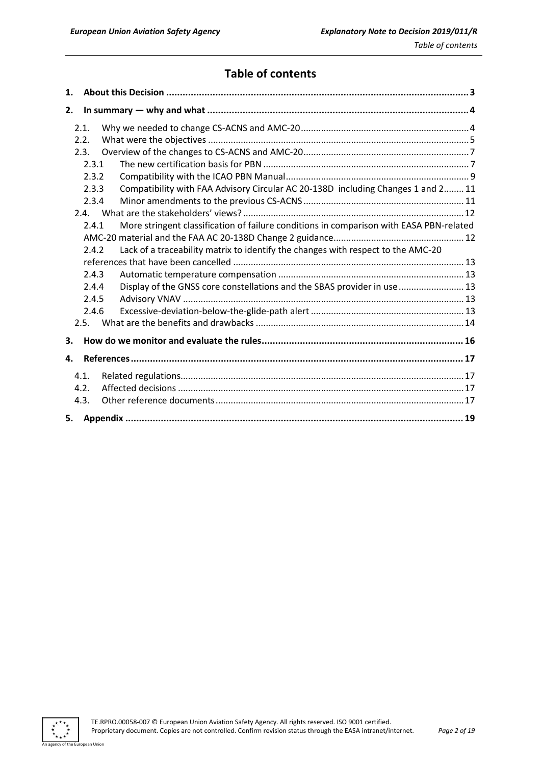# Table of contents

1. **About this Decision** ... 3
2. **In summary — why and what** ... 4
   - 2.1. Why we needed to change CS-ACNS and AMC-20 ... 4
   - 2.2. What were the objectives ... 5
   - 2.3. Overview of the changes to CS-ACNS and AMC-20 ... 7
     - 2.3.1 The new certification basis for PBN ... 7
     - 2.3.2 Compatibility with the ICAO PBN Manual ... 9
     - 2.3.3 Compatibility with FAA Advisory Circular AC 20-138D including Changes 1 and 2 ... 11
     - 2.3.4 Minor amendments to the previous CS-ACNS ... 11
   - 2.4. What are the stakeholders' views? ... 12
     - 2.4.1 More stringent classification of failure conditions in comparison with EASA PBN-related AMC-20 material and the FAA AC 20-138D Change 2 guidance ... 12
     - 2.4.2 Lack of a traceability matrix to identify the changes with respect to the AMC-20 references that have been cancelled ... 13
     - 2.4.3 Automatic temperature compensation ... 13
     - 2.4.4 Display of the GNSS core constellations and the SBAS provider in use ... 13
     - 2.4.5 Advisory VNAV ... 13
     - 2.4.6 Excessive-deviation-below-the-glide-path alert ... 13
   - 2.5. What are the benefits and drawbacks ... 14
3. **How do we monitor and evaluate the rules** ... 16
4. **References** ... 17
   - 4.1. Related regulations ... 17
   - 4.2. Affected decisions ... 17
   - 4.3. Other reference documents ... 17
5. **Appendix** ... 19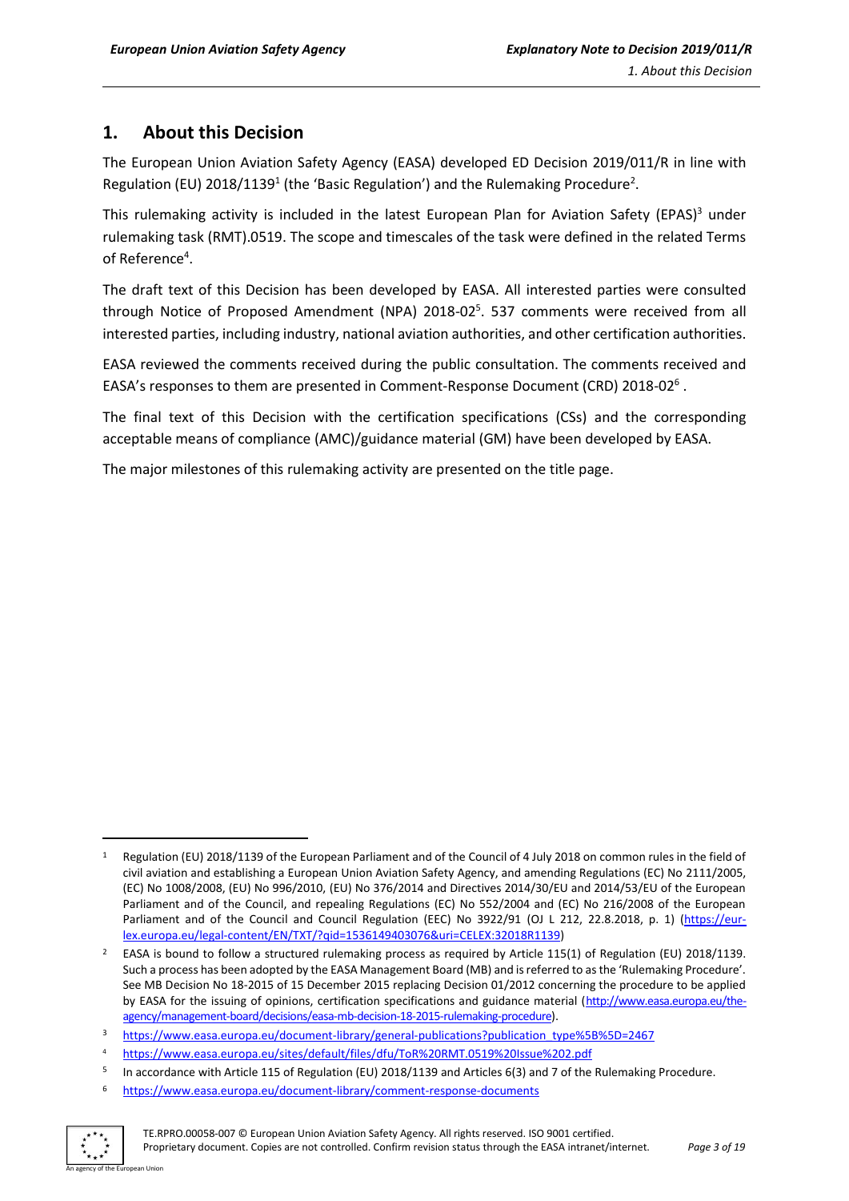## 1. About this Decision

The European Union Aviation Safety Agency (EASA) developed ED Decision 2019/011/R in line with Regulation (EU) 2018/1139[1] (the 'Basic Regulation') and the Rulemaking Procedure[2].

This rulemaking activity is included in the latest European Plan for Aviation Safety (EPAS)[3] under rulemaking task (RMT).0519. The scope and timescales of the task were defined in the related Terms of Reference[4].

The draft text of this Decision has been developed by EASA. All interested parties were consulted through Notice of Proposed Amendment (NPA) 2018-02[5]. 537 comments were received from all interested parties, including industry, national aviation authorities, and other certification authorities.

EASA reviewed the comments received during the public consultation. The comments received and EASA's responses to them are presented in Comment-Response Document (CRD) 2018-02[6] .

The final text of this Decision with the certification specifications (CSs) and the corresponding acceptable means of compliance (AMC)/guidance material (GM) have been developed by EASA.

The major milestones of this rulemaking activity are presented on the title page.

---

[1] Regulation (EU) 2018/1139 of the European Parliament and of the Council of 4 July 2018 on common rules in the field of civil aviation and establishing a European Union Aviation Safety Agency, and amending Regulations (EC) No 2111/2005, (EC) No 1008/2008, (EU) No 996/2010, (EU) No 376/2014 and Directives 2014/30/EU and 2014/53/EU of the European Parliament and of the Council, and repealing Regulations (EC) No 552/2004 and (EC) No 216/2008 of the European Parliament and of the Council and Council Regulation (EEC) No 3922/91 (OJ L 212, 22.8.2018, p. 1) (https://eur-lex.europa.eu/legal-content/EN/TXT/?qid=1536149403076&uri=CELEX:32018R1139)

[2] EASA is bound to follow a structured rulemaking process as required by Article 115(1) of Regulation (EU) 2018/1139. Such a process has been adopted by the EASA Management Board (MB) and is referred to as the 'Rulemaking Procedure'. See MB Decision No 18-2015 of 15 December 2015 replacing Decision 01/2012 concerning the procedure to be applied by EASA for the issuing of opinions, certification specifications and guidance material (http://www.easa.europa.eu/the-agency/management-board/decisions/easa-mb-decision-18-2015-rulemaking-procedure).

[3] https://www.easa.europa.eu/document-library/general-publications?publication_type%5B%5D=2467

[4] https://www.easa.europa.eu/sites/default/files/dfu/ToR%20RMT.0519%20Issue%202.pdf

[5] In accordance with Article 115 of Regulation (EU) 2018/1139 and Articles 6(3) and 7 of the Rulemaking Procedure.

[6] https://www.easa.europa.eu/document-library/comment-response-documents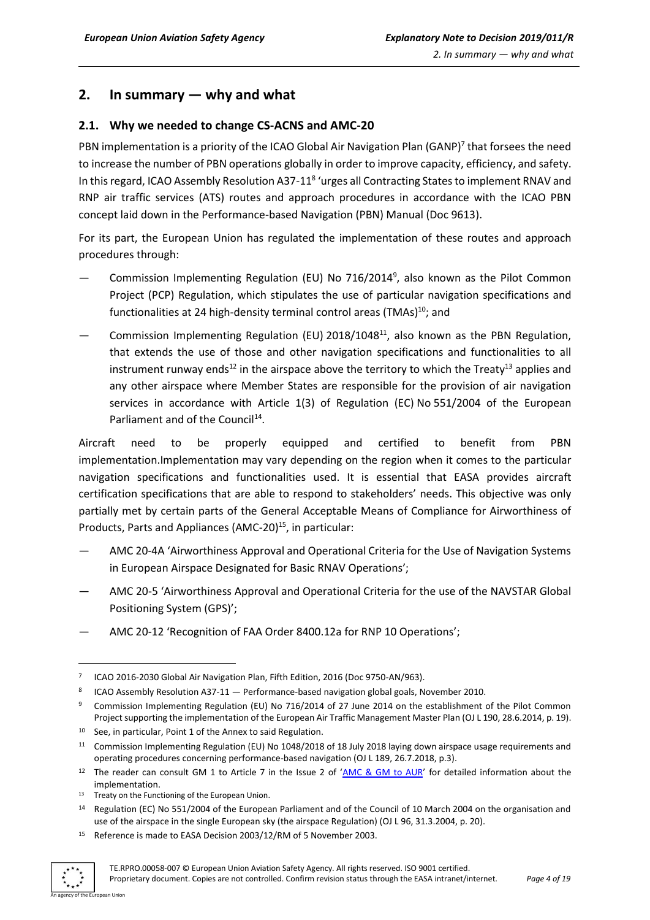## 2. In summary — why and what

### 2.1. Why we needed to change CS-ACNS and AMC-20

PBN implementation is a priority of the ICAO Global Air Navigation Plan (GANP)[7] that forsees the need to increase the number of PBN operations globally in order to improve capacity, efficiency, and safety. In this regard, ICAO Assembly Resolution A37-11[8] 'urges all Contracting States to implement RNAV and RNP air traffic services (ATS) routes and approach procedures in accordance with the ICAO PBN concept laid down in the Performance-based Navigation (PBN) Manual (Doc 9613).

For its part, the European Union has regulated the implementation of these routes and approach procedures through:

— Commission Implementing Regulation (EU) No 716/2014[9], also known as the Pilot Common Project (PCP) Regulation, which stipulates the use of particular navigation specifications and functionalities at 24 high-density terminal control areas (TMAs)[10]; and

— Commission Implementing Regulation (EU) 2018/1048[11], also known as the PBN Regulation, that extends the use of those and other navigation specifications and functionalities to all instrument runway ends[12] in the airspace above the territory to which the Treaty[13] applies and any other airspace where Member States are responsible for the provision of air navigation services in accordance with Article 1(3) of Regulation (EC) No 551/2004 of the European Parliament and of the Council[14].

Aircraft need to be properly equipped and certified to benefit from PBN implementation.Implementation may vary depending on the region when it comes to the particular navigation specifications and functionalities used. It is essential that EASA provides aircraft certification specifications that are able to respond to stakeholders' needs. This objective was only partially met by certain parts of the General Acceptable Means of Compliance for Airworthiness of Products, Parts and Appliances (AMC-20)[15], in particular:

— AMC 20-4A 'Airworthiness Approval and Operational Criteria for the Use of Navigation Systems in European Airspace Designated for Basic RNAV Operations';

— AMC 20-5 'Airworthiness Approval and Operational Criteria for the use of the NAVSTAR Global Positioning System (GPS)';

— AMC 20-12 'Recognition of FAA Order 8400.12a for RNP 10 Operations';

---

[7] ICAO 2016-2030 Global Air Navigation Plan, Fifth Edition, 2016 (Doc 9750-AN/963).

[8] ICAO Assembly Resolution A37-11 — Performance-based navigation global goals, November 2010.

[9] Commission Implementing Regulation (EU) No 716/2014 of 27 June 2014 on the establishment of the Pilot Common Project supporting the implementation of the European Air Traffic Management Master Plan (OJ L 190, 28.6.2014, p. 19).

[10] See, in particular, Point 1 of the Annex to said Regulation.

[11] Commission Implementing Regulation (EU) No 1048/2018 of 18 July 2018 laying down airspace usage requirements and operating procedures concerning performance-based navigation (OJ L 189, 26.7.2018, p.3).

[12] The reader can consult GM 1 to Article 7 in the Issue 2 of 'AMC & GM to AUR' for detailed information about the implementation.

[13] Treaty on the Functioning of the European Union.

[14] Regulation (EC) No 551/2004 of the European Parliament and of the Council of 10 March 2004 on the organisation and use of the airspace in the single European sky (the airspace Regulation) (OJ L 96, 31.3.2004, p. 20).

[15] Reference is made to EASA Decision 2003/12/RM of 5 November 2003.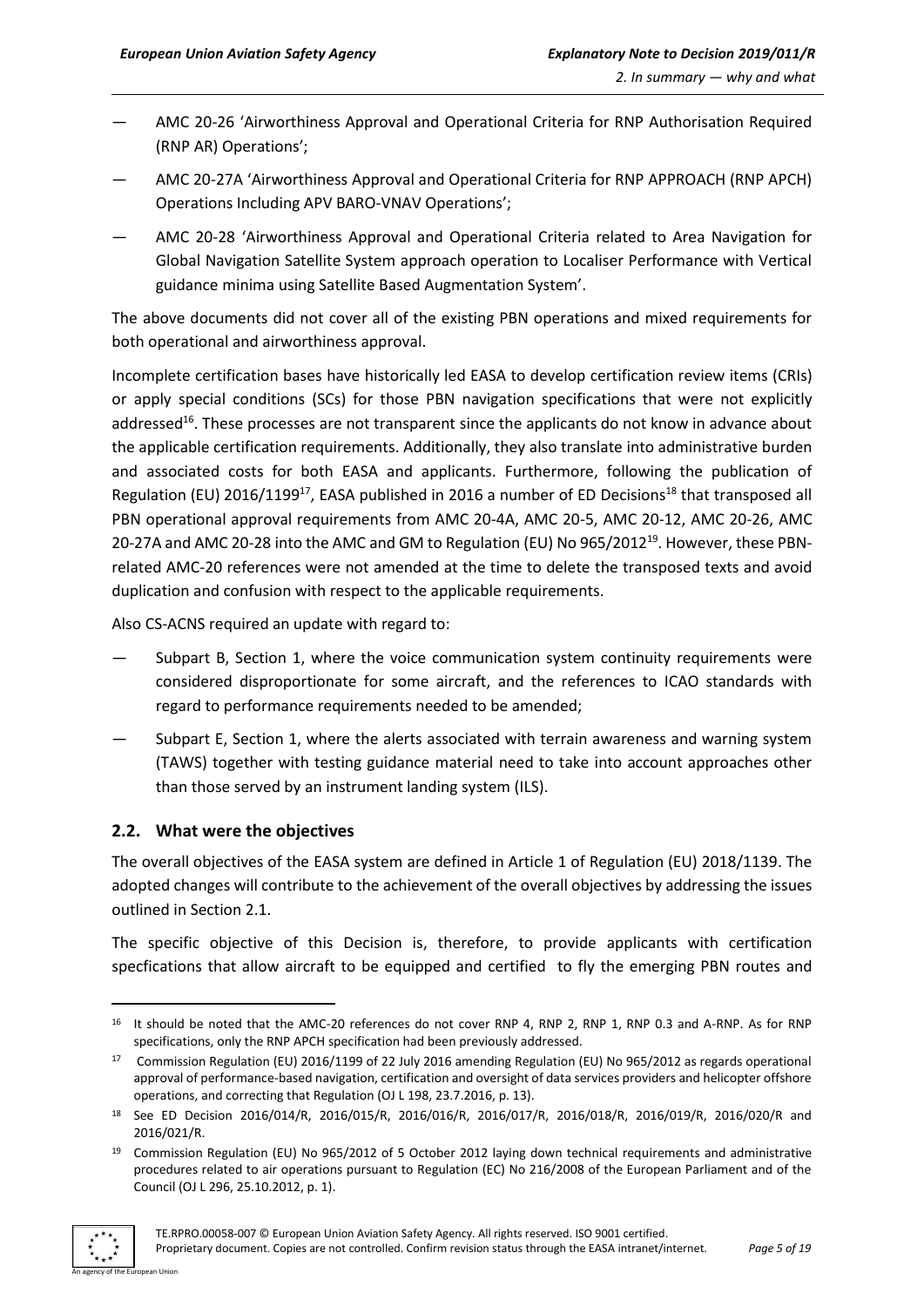— AMC 20-26 'Airworthiness Approval and Operational Criteria for RNP Authorisation Required (RNP AR) Operations';

— AMC 20-27A 'Airworthiness Approval and Operational Criteria for RNP APPROACH (RNP APCH) Operations Including APV BARO-VNAV Operations';

— AMC 20-28 'Airworthiness Approval and Operational Criteria related to Area Navigation for Global Navigation Satellite System approach operation to Localiser Performance with Vertical guidance minima using Satellite Based Augmentation System'.

The above documents did not cover all of the existing PBN operations and mixed requirements for both operational and airworthiness approval.

Incomplete certification bases have historically led EASA to develop certification review items (CRIs) or apply special conditions (SCs) for those PBN navigation specifications that were not explicitly addressed[16]. These processes are not transparent since the applicants do not know in advance about the applicable certification requirements. Additionally, they also translate into administrative burden and associated costs for both EASA and applicants. Furthermore, following the publication of Regulation (EU) 2016/1199[17], EASA published in 2016 a number of ED Decisions[18] that transposed all PBN operational approval requirements from AMC 20-4A, AMC 20-5, AMC 20-12, AMC 20-26, AMC 20-27A and AMC 20-28 into the AMC and GM to Regulation (EU) No 965/2012[19]. However, these PBN-related AMC-20 references were not amended at the time to delete the transposed texts and avoid duplication and confusion with respect to the applicable requirements.

Also CS-ACNS required an update with regard to:

— Subpart B, Section 1, where the voice communication system continuity requirements were considered disproportionate for some aircraft, and the references to ICAO standards with regard to performance requirements needed to be amended;

— Subpart E, Section 1, where the alerts associated with terrain awareness and warning system (TAWS) together with testing guidance material need to take into account approaches other than those served by an instrument landing system (ILS).

## 2.2. What were the objectives

The overall objectives of the EASA system are defined in Article 1 of Regulation (EU) 2018/1139. The adopted changes will contribute to the achievement of the overall objectives by addressing the issues outlined in Section 2.1.

The specific objective of this Decision is, therefore, to provide applicants with certification specfications that allow aircraft to be equipped and certified to fly the emerging PBN routes and

---

[16] It should be noted that the AMC-20 references do not cover RNP 4, RNP 2, RNP 1, RNP 0.3 and A-RNP. As for RNP specifications, only the RNP APCH specification had been previously addressed.

[17] Commission Regulation (EU) 2016/1199 of 22 July 2016 amending Regulation (EU) No 965/2012 as regards operational approval of performance-based navigation, certification and oversight of data services providers and helicopter offshore operations, and correcting that Regulation (OJ L 198, 23.7.2016, p. 13).

[18] See ED Decision 2016/014/R, 2016/015/R, 2016/016/R, 2016/017/R, 2016/018/R, 2016/019/R, 2016/020/R and 2016/021/R.

[19] Commission Regulation (EU) No 965/2012 of 5 October 2012 laying down technical requirements and administrative procedures related to air operations pursuant to Regulation (EC) No 216/2008 of the European Parliament and of the Council (OJ L 296, 25.10.2012, p. 1).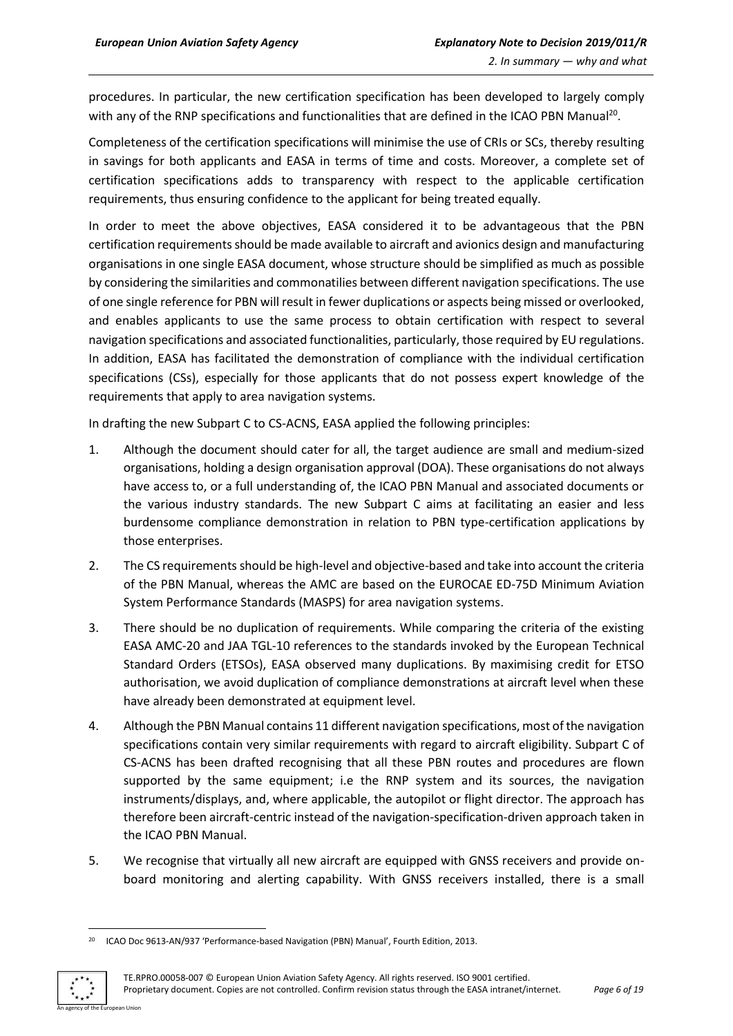procedures. In particular, the new certification specification has been developed to largely comply with any of the RNP specifications and functionalities that are defined in the ICAO PBN Manual[20].

Completeness of the certification specifications will minimise the use of CRIs or SCs, thereby resulting in savings for both applicants and EASA in terms of time and costs. Moreover, a complete set of certification specifications adds to transparency with respect to the applicable certification requirements, thus ensuring confidence to the applicant for being treated equally.

In order to meet the above objectives, EASA considered it to be advantageous that the PBN certification requirements should be made available to aircraft and avionics design and manufacturing organisations in one single EASA document, whose structure should be simplified as much as possible by considering the similarities and commonatilies between different navigation specifications. The use of one single reference for PBN will result in fewer duplications or aspects being missed or overlooked, and enables applicants to use the same process to obtain certification with respect to several navigation specifications and associated functionalities, particularly, those required by EU regulations. In addition, EASA has facilitated the demonstration of compliance with the individual certification specifications (CSs), especially for those applicants that do not possess expert knowledge of the requirements that apply to area navigation systems.

In drafting the new Subpart C to CS-ACNS, EASA applied the following principles:

1. Although the document should cater for all, the target audience are small and medium-sized organisations, holding a design organisation approval (DOA). These organisations do not always have access to, or a full understanding of, the ICAO PBN Manual and associated documents or the various industry standards. The new Subpart C aims at facilitating an easier and less burdensome compliance demonstration in relation to PBN type-certification applications by those enterprises.
2. The CS requirements should be high-level and objective-based and take into account the criteria of the PBN Manual, whereas the AMC are based on the EUROCAE ED-75D Minimum Aviation System Performance Standards (MASPS) for area navigation systems.
3. There should be no duplication of requirements. While comparing the criteria of the existing EASA AMC-20 and JAA TGL-10 references to the standards invoked by the European Technical Standard Orders (ETSOs), EASA observed many duplications. By maximising credit for ETSO authorisation, we avoid duplication of compliance demonstrations at aircraft level when these have already been demonstrated at equipment level.
4. Although the PBN Manual contains 11 different navigation specifications, most of the navigation specifications contain very similar requirements with regard to aircraft eligibility. Subpart C of CS-ACNS has been drafted recognising that all these PBN routes and procedures are flown supported by the same equipment; i.e the RNP system and its sources, the navigation instruments/displays, and, where applicable, the autopilot or flight director. The approach has therefore been aircraft-centric instead of the navigation-specification-driven approach taken in the ICAO PBN Manual.
5. We recognise that virtually all new aircraft are equipped with GNSS receivers and provide on-board monitoring and alerting capability. With GNSS receivers installed, there is a small

[20] ICAO Doc 9613-AN/937 'Performance-based Navigation (PBN) Manual', Fourth Edition, 2013.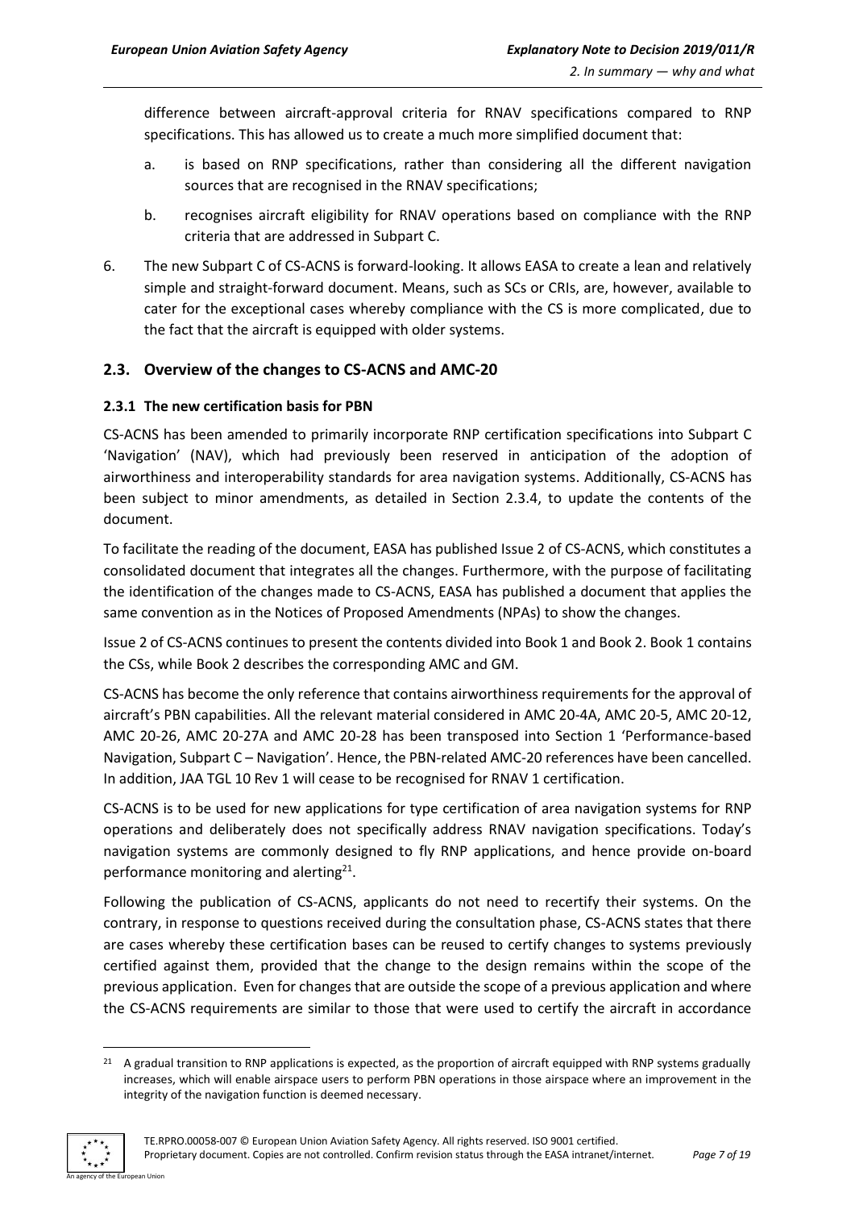difference between aircraft-approval criteria for RNAV specifications compared to RNP specifications. This has allowed us to create a much more simplified document that:

a. is based on RNP specifications, rather than considering all the different navigation sources that are recognised in the RNAV specifications;

b. recognises aircraft eligibility for RNAV operations based on compliance with the RNP criteria that are addressed in Subpart C.

6. The new Subpart C of CS-ACNS is forward-looking. It allows EASA to create a lean and relatively simple and straight-forward document. Means, such as SCs or CRIs, are, however, available to cater for the exceptional cases whereby compliance with the CS is more complicated, due to the fact that the aircraft is equipped with older systems.

## 2.3. Overview of the changes to CS-ACNS and AMC-20

### 2.3.1 The new certification basis for PBN

CS-ACNS has been amended to primarily incorporate RNP certification specifications into Subpart C 'Navigation' (NAV), which had previously been reserved in anticipation of the adoption of airworthiness and interoperability standards for area navigation systems. Additionally, CS-ACNS has been subject to minor amendments, as detailed in Section 2.3.4, to update the contents of the document.

To facilitate the reading of the document, EASA has published Issue 2 of CS-ACNS, which constitutes a consolidated document that integrates all the changes. Furthermore, with the purpose of facilitating the identification of the changes made to CS-ACNS, EASA has published a document that applies the same convention as in the Notices of Proposed Amendments (NPAs) to show the changes.

Issue 2 of CS-ACNS continues to present the contents divided into Book 1 and Book 2. Book 1 contains the CSs, while Book 2 describes the corresponding AMC and GM.

CS-ACNS has become the only reference that contains airworthiness requirements for the approval of aircraft's PBN capabilities. All the relevant material considered in AMC 20-4A, AMC 20-5, AMC 20-12, AMC 20-26, AMC 20-27A and AMC 20-28 has been transposed into Section 1 'Performance-based Navigation, Subpart C – Navigation'. Hence, the PBN-related AMC-20 references have been cancelled. In addition, JAA TGL 10 Rev 1 will cease to be recognised for RNAV 1 certification.

CS-ACNS is to be used for new applications for type certification of area navigation systems for RNP operations and deliberately does not specifically address RNAV navigation specifications. Today's navigation systems are commonly designed to fly RNP applications, and hence provide on-board performance monitoring and alerting[21].

Following the publication of CS-ACNS, applicants do not need to recertify their systems. On the contrary, in response to questions received during the consultation phase, CS-ACNS states that there are cases whereby these certification bases can be reused to certify changes to systems previously certified against them, provided that the change to the design remains within the scope of the previous application. Even for changes that are outside the scope of a previous application and where the CS-ACNS requirements are similar to those that were used to certify the aircraft in accordance

[21] A gradual transition to RNP applications is expected, as the proportion of aircraft equipped with RNP systems gradually increases, which will enable airspace users to perform PBN operations in those airspace where an improvement in the integrity of the navigation function is deemed necessary.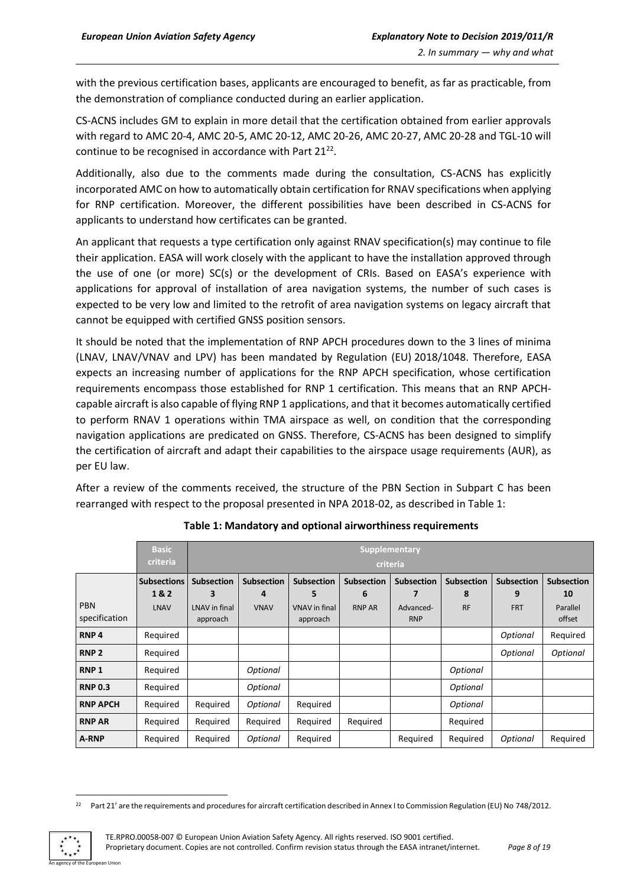with the previous certification bases, applicants are encouraged to benefit, as far as practicable, from the demonstration of compliance conducted during an earlier application.

CS-ACNS includes GM to explain in more detail that the certification obtained from earlier approvals with regard to AMC 20-4, AMC 20-5, AMC 20-12, AMC 20-26, AMC 20-27, AMC 20-28 and TGL-10 will continue to be recognised in accordance with Part 21[22].

Additionally, also due to the comments made during the consultation, CS-ACNS has explicitly incorporated AMC on how to automatically obtain certification for RNAV specifications when applying for RNP certification. Moreover, the different possibilities have been described in CS-ACNS for applicants to understand how certificates can be granted.

An applicant that requests a type certification only against RNAV specification(s) may continue to file their application. EASA will work closely with the applicant to have the installation approved through the use of one (or more) SC(s) or the development of CRIs. Based on EASA's experience with applications for approval of installation of area navigation systems, the number of such cases is expected to be very low and limited to the retrofit of area navigation systems on legacy aircraft that cannot be equipped with certified GNSS position sensors.

It should be noted that the implementation of RNP APCH procedures down to the 3 lines of minima (LNAV, LNAV/VNAV and LPV) has been mandated by Regulation (EU) 2018/1048. Therefore, EASA expects an increasing number of applications for the RNP APCH specification, whose certification requirements encompass those established for RNP 1 certification. This means that an RNP APCH-capable aircraft is also capable of flying RNP 1 applications, and that it becomes automatically certified to perform RNAV 1 operations within TMA airspace as well, on condition that the corresponding navigation applications are predicated on GNSS. Therefore, CS-ACNS has been designed to simplify the certification of aircraft and adapt their capabilities to the airspace usage requirements (AUR), as per EU law.

After a review of the comments received, the structure of the PBN Section in Subpart C has been rearranged with respect to the proposal presented in NPA 2018-02, as described in Table 1:

**Table 1: Mandatory and optional airworthiness requirements**

| | Basic criteria | Supplementary criteria | | | | | | | |
|---|---|---|---|---|---|---|---|---|---|
| PBN specification | **Subsections 1 & 2** LNAV | **Subsection 3** LNAV in final approach | **Subsection 4** VNAV | **Subsection 5** VNAV in final approach | **Subsection 6** RNP AR | **Subsection 7** Advanced-RNP | **Subsection 8** RF | **Subsection 9** FRT | **Subsection 10** Parallel offset |
| **RNP 4** | Required | | | | | | | *Optional* | Required |
| **RNP 2** | Required | | | | | | | *Optional* | *Optional* |
| **RNP 1** | Required | | *Optional* | | | | *Optional* | | |
| **RNP 0.3** | Required | | *Optional* | | | | *Optional* | | |
| **RNP APCH** | Required | Required | *Optional* | Required | | | *Optional* | | |
| **RNP AR** | Required | Required | Required | Required | Required | | Required | | |
| **A-RNP** | Required | Required | *Optional* | Required | | Required | Required | *Optional* | Required |

[22] Part 21' are the requirements and procedures for aircraft certification described in Annex I to Commission Regulation (EU) No 748/2012.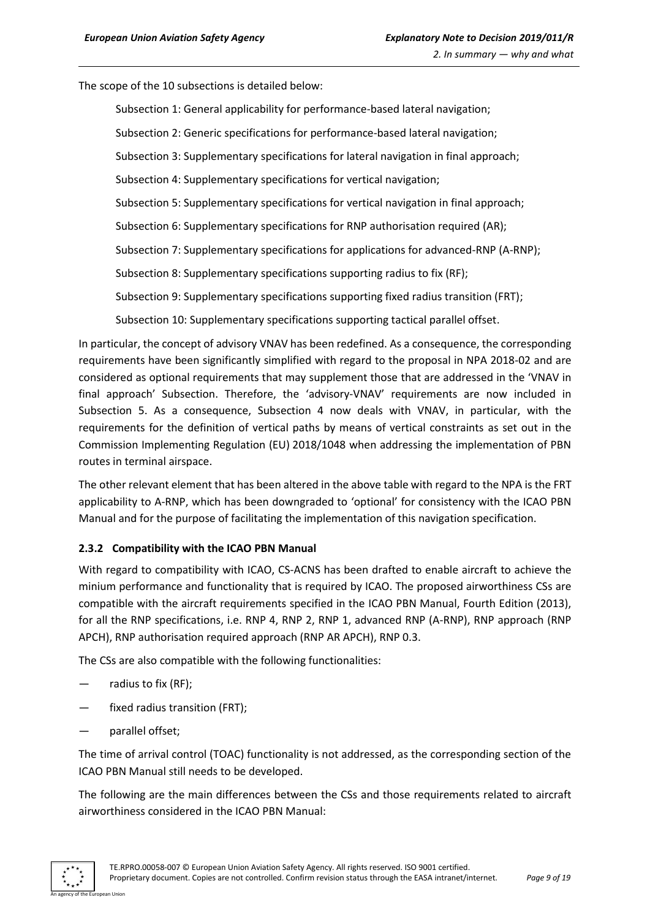The scope of the 10 subsections is detailed below:

Subsection 1: General applicability for performance-based lateral navigation;

Subsection 2: Generic specifications for performance-based lateral navigation;

Subsection 3: Supplementary specifications for lateral navigation in final approach;

Subsection 4: Supplementary specifications for vertical navigation;

Subsection 5: Supplementary specifications for vertical navigation in final approach;

Subsection 6: Supplementary specifications for RNP authorisation required (AR);

Subsection 7: Supplementary specifications for applications for advanced-RNP (A-RNP);

Subsection 8: Supplementary specifications supporting radius to fix (RF);

Subsection 9: Supplementary specifications supporting fixed radius transition (FRT);

Subsection 10: Supplementary specifications supporting tactical parallel offset.

In particular, the concept of advisory VNAV has been redefined. As a consequence, the corresponding requirements have been significantly simplified with regard to the proposal in NPA 2018-02 and are considered as optional requirements that may supplement those that are addressed in the 'VNAV in final approach' Subsection. Therefore, the 'advisory-VNAV' requirements are now included in Subsection 5. As a consequence, Subsection 4 now deals with VNAV, in particular, with the requirements for the definition of vertical paths by means of vertical constraints as set out in the Commission Implementing Regulation (EU) 2018/1048 when addressing the implementation of PBN routes in terminal airspace.

The other relevant element that has been altered in the above table with regard to the NPA is the FRT applicability to A-RNP, which has been downgraded to 'optional' for consistency with the ICAO PBN Manual and for the purpose of facilitating the implementation of this navigation specification.

### 2.3.2 Compatibility with the ICAO PBN Manual

With regard to compatibility with ICAO, CS-ACNS has been drafted to enable aircraft to achieve the minium performance and functionality that is required by ICAO. The proposed airworthiness CSs are compatible with the aircraft requirements specified in the ICAO PBN Manual, Fourth Edition (2013), for all the RNP specifications, i.e. RNP 4, RNP 2, RNP 1, advanced RNP (A-RNP), RNP approach (RNP APCH), RNP authorisation required approach (RNP AR APCH), RNP 0.3.

The CSs are also compatible with the following functionalities:

— radius to fix (RF);

— fixed radius transition (FRT);

— parallel offset;

The time of arrival control (TOAC) functionality is not addressed, as the corresponding section of the ICAO PBN Manual still needs to be developed.

The following are the main differences between the CSs and those requirements related to aircraft airworthiness considered in the ICAO PBN Manual: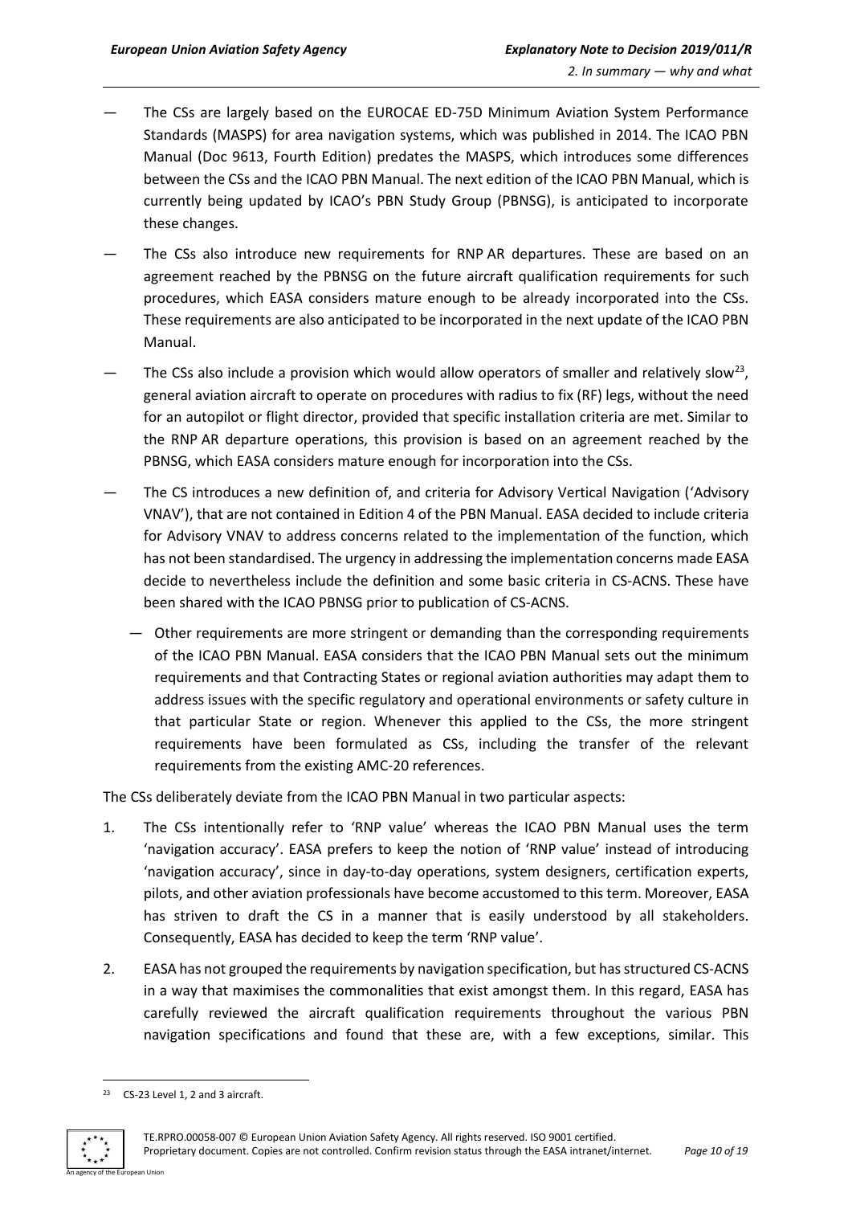- The CSs are largely based on the EUROCAE ED-75D Minimum Aviation System Performance Standards (MASPS) for area navigation systems, which was published in 2014. The ICAO PBN Manual (Doc 9613, Fourth Edition) predates the MASPS, which introduces some differences between the CSs and the ICAO PBN Manual. The next edition of the ICAO PBN Manual, which is currently being updated by ICAO's PBN Study Group (PBNSG), is anticipated to incorporate these changes.
- The CSs also introduce new requirements for RNP AR departures. These are based on an agreement reached by the PBNSG on the future aircraft qualification requirements for such procedures, which EASA considers mature enough to be already incorporated into the CSs. These requirements are also anticipated to be incorporated in the next update of the ICAO PBN Manual.
- The CSs also include a provision which would allow operators of smaller and relatively slow[23], general aviation aircraft to operate on procedures with radius to fix (RF) legs, without the need for an autopilot or flight director, provided that specific installation criteria are met. Similar to the RNP AR departure operations, this provision is based on an agreement reached by the PBNSG, which EASA considers mature enough for incorporation into the CSs.
- The CS introduces a new definition of, and criteria for Advisory Vertical Navigation ('Advisory VNAV'), that are not contained in Edition 4 of the PBN Manual. EASA decided to include criteria for Advisory VNAV to address concerns related to the implementation of the function, which has not been standardised. The urgency in addressing the implementation concerns made EASA decide to nevertheless include the definition and some basic criteria in CS-ACNS. These have been shared with the ICAO PBNSG prior to publication of CS-ACNS.
  - Other requirements are more stringent or demanding than the corresponding requirements of the ICAO PBN Manual. EASA considers that the ICAO PBN Manual sets out the minimum requirements and that Contracting States or regional aviation authorities may adapt them to address issues with the specific regulatory and operational environments or safety culture in that particular State or region. Whenever this applied to the CSs, the more stringent requirements have been formulated as CSs, including the transfer of the relevant requirements from the existing AMC-20 references.

The CSs deliberately deviate from the ICAO PBN Manual in two particular aspects:

1. The CSs intentionally refer to 'RNP value' whereas the ICAO PBN Manual uses the term 'navigation accuracy'. EASA prefers to keep the notion of 'RNP value' instead of introducing 'navigation accuracy', since in day-to-day operations, system designers, certification experts, pilots, and other aviation professionals have become accustomed to this term. Moreover, EASA has striven to draft the CS in a manner that is easily understood by all stakeholders. Consequently, EASA has decided to keep the term 'RNP value'.
2. EASA has not grouped the requirements by navigation specification, but has structured CS-ACNS in a way that maximises the commonalities that exist amongst them. In this regard, EASA has carefully reviewed the aircraft qualification requirements throughout the various PBN navigation specifications and found that these are, with a few exceptions, similar. This

[23] CS-23 Level 1, 2 and 3 aircraft.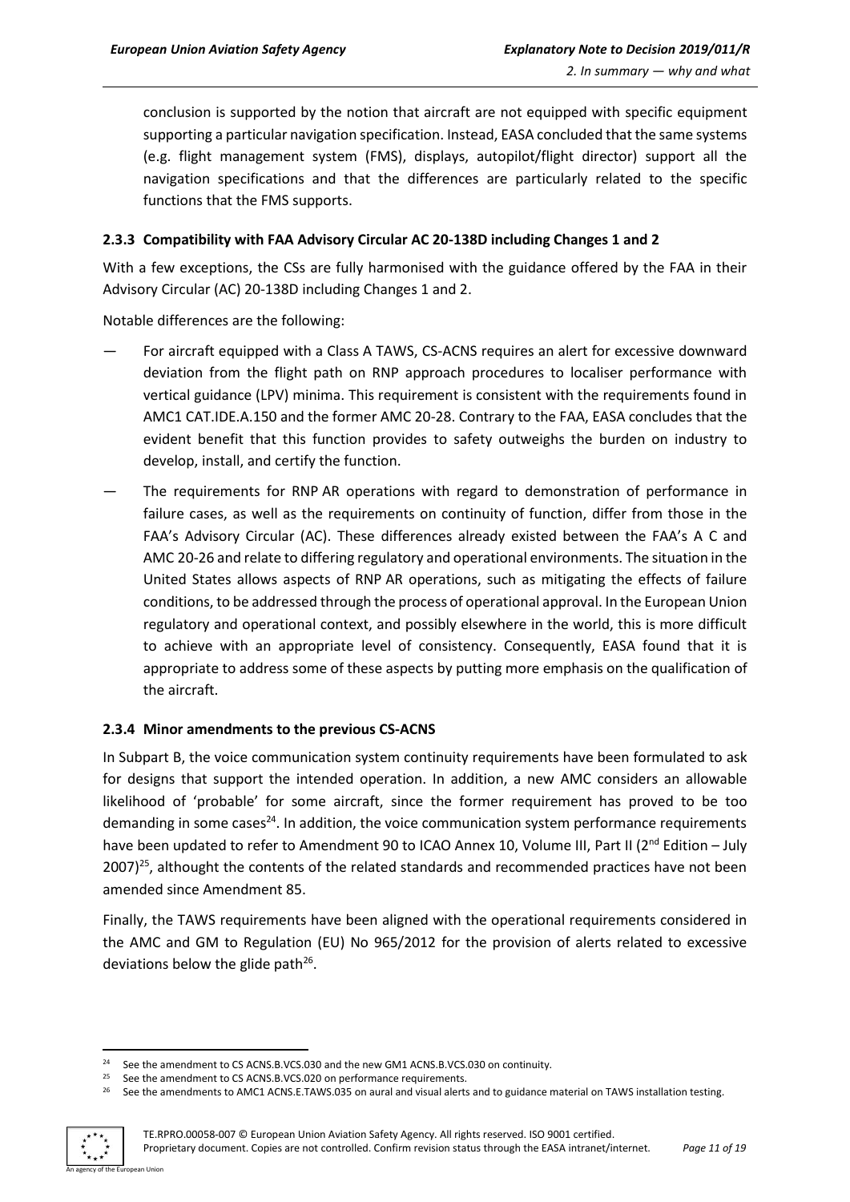conclusion is supported by the notion that aircraft are not equipped with specific equipment supporting a particular navigation specification. Instead, EASA concluded that the same systems (e.g. flight management system (FMS), displays, autopilot/flight director) support all the navigation specifications and that the differences are particularly related to the specific functions that the FMS supports.

### 2.3.3 Compatibility with FAA Advisory Circular AC 20-138D including Changes 1 and 2

With a few exceptions, the CSs are fully harmonised with the guidance offered by the FAA in their Advisory Circular (AC) 20-138D including Changes 1 and 2.

Notable differences are the following:

- For aircraft equipped with a Class A TAWS, CS-ACNS requires an alert for excessive downward deviation from the flight path on RNP approach procedures to localiser performance with vertical guidance (LPV) minima. This requirement is consistent with the requirements found in AMC1 CAT.IDE.A.150 and the former AMC 20-28. Contrary to the FAA, EASA concludes that the evident benefit that this function provides to safety outweighs the burden on industry to develop, install, and certify the function.
- The requirements for RNP AR operations with regard to demonstration of performance in failure cases, as well as the requirements on continuity of function, differ from those in the FAA's Advisory Circular (AC). These differences already existed between the FAA's A C and AMC 20-26 and relate to differing regulatory and operational environments. The situation in the United States allows aspects of RNP AR operations, such as mitigating the effects of failure conditions, to be addressed through the process of operational approval. In the European Union regulatory and operational context, and possibly elsewhere in the world, this is more difficult to achieve with an appropriate level of consistency. Consequently, EASA found that it is appropriate to address some of these aspects by putting more emphasis on the qualification of the aircraft.

### 2.3.4 Minor amendments to the previous CS-ACNS

In Subpart B, the voice communication system continuity requirements have been formulated to ask for designs that support the intended operation. In addition, a new AMC considers an allowable likelihood of 'probable' for some aircraft, since the former requirement has proved to be too demanding in some cases[24]. In addition, the voice communication system performance requirements have been updated to refer to Amendment 90 to ICAO Annex 10, Volume III, Part II (2nd Edition – July 2007)[25], althought the contents of the related standards and recommended practices have not been amended since Amendment 85.

Finally, the TAWS requirements have been aligned with the operational requirements considered in the AMC and GM to Regulation (EU) No 965/2012 for the provision of alerts related to excessive deviations below the glide path[26].

---

[24] See the amendment to CS ACNS.B.VCS.030 and the new GM1 ACNS.B.VCS.030 on continuity.

[25] See the amendment to CS ACNS.B.VCS.020 on performance requirements.

[26] See the amendments to AMC1 ACNS.E.TAWS.035 on aural and visual alerts and to guidance material on TAWS installation testing.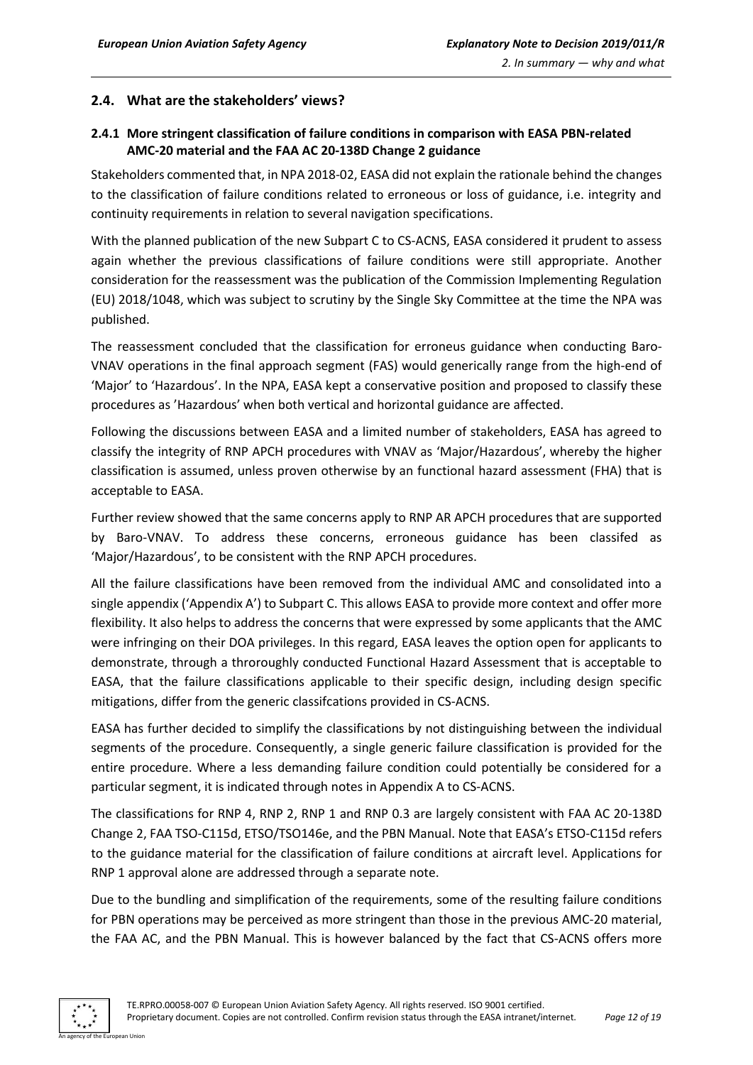## 2.4. What are the stakeholders' views?

### 2.4.1 More stringent classification of failure conditions in comparison with EASA PBN-related AMC-20 material and the FAA AC 20-138D Change 2 guidance

Stakeholders commented that, in NPA 2018-02, EASA did not explain the rationale behind the changes to the classification of failure conditions related to erroneous or loss of guidance, i.e. integrity and continuity requirements in relation to several navigation specifications.

With the planned publication of the new Subpart C to CS-ACNS, EASA considered it prudent to assess again whether the previous classifications of failure conditions were still appropriate. Another consideration for the reassessment was the publication of the Commission Implementing Regulation (EU) 2018/1048, which was subject to scrutiny by the Single Sky Committee at the time the NPA was published.

The reassessment concluded that the classification for erroneus guidance when conducting Baro-VNAV operations in the final approach segment (FAS) would generically range from the high-end of 'Major' to 'Hazardous'. In the NPA, EASA kept a conservative position and proposed to classify these procedures as 'Hazardous' when both vertical and horizontal guidance are affected.

Following the discussions between EASA and a limited number of stakeholders, EASA has agreed to classify the integrity of RNP APCH procedures with VNAV as 'Major/Hazardous', whereby the higher classification is assumed, unless proven otherwise by an functional hazard assessment (FHA) that is acceptable to EASA.

Further review showed that the same concerns apply to RNP AR APCH procedures that are supported by Baro-VNAV. To address these concerns, erroneous guidance has been classifed as 'Major/Hazardous', to be consistent with the RNP APCH procedures.

All the failure classifications have been removed from the individual AMC and consolidated into a single appendix ('Appendix A') to Subpart C. This allows EASA to provide more context and offer more flexibility. It also helps to address the concerns that were expressed by some applicants that the AMC were infringing on their DOA privileges. In this regard, EASA leaves the option open for applicants to demonstrate, through a throroughly conducted Functional Hazard Assessment that is acceptable to EASA, that the failure classifications applicable to their specific design, including design specific mitigations, differ from the generic classifcations provided in CS-ACNS.

EASA has further decided to simplify the classifications by not distinguishing between the individual segments of the procedure. Consequently, a single generic failure classification is provided for the entire procedure. Where a less demanding failure condition could potentially be considered for a particular segment, it is indicated through notes in Appendix A to CS-ACNS.

The classifications for RNP 4, RNP 2, RNP 1 and RNP 0.3 are largely consistent with FAA AC 20-138D Change 2, FAA TSO-C115d, ETSO/TSO146e, and the PBN Manual. Note that EASA's ETSO-C115d refers to the guidance material for the classification of failure conditions at aircraft level. Applications for RNP 1 approval alone are addressed through a separate note.

Due to the bundling and simplification of the requirements, some of the resulting failure conditions for PBN operations may be perceived as more stringent than those in the previous AMC-20 material, the FAA AC, and the PBN Manual. This is however balanced by the fact that CS-ACNS offers more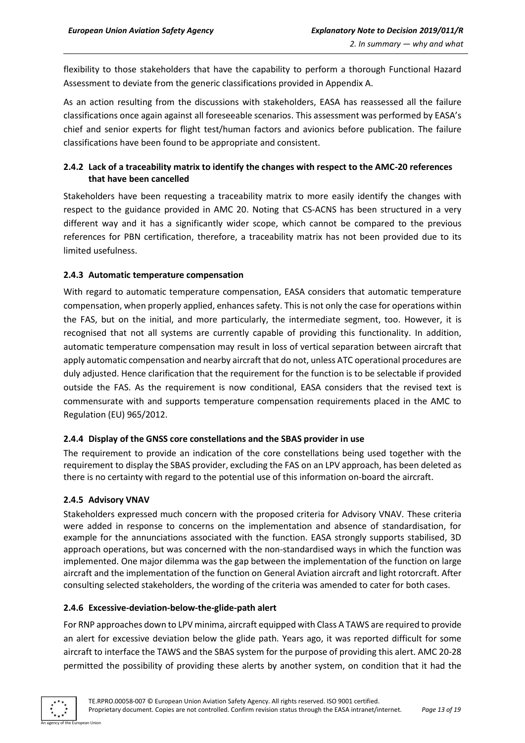flexibility to those stakeholders that have the capability to perform a thorough Functional Hazard Assessment to deviate from the generic classifications provided in Appendix A.

As an action resulting from the discussions with stakeholders, EASA has reassessed all the failure classifications once again against all foreseeable scenarios. This assessment was performed by EASA's chief and senior experts for flight test/human factors and avionics before publication. The failure classifications have been found to be appropriate and consistent.

### 2.4.2 Lack of a traceability matrix to identify the changes with respect to the AMC-20 references that have been cancelled

Stakeholders have been requesting a traceability matrix to more easily identify the changes with respect to the guidance provided in AMC 20. Noting that CS-ACNS has been structured in a very different way and it has a significantly wider scope, which cannot be compared to the previous references for PBN certification, therefore, a traceability matrix has not been provided due to its limited usefulness.

### 2.4.3 Automatic temperature compensation

With regard to automatic temperature compensation, EASA considers that automatic temperature compensation, when properly applied, enhances safety. This is not only the case for operations within the FAS, but on the initial, and more particularly, the intermediate segment, too. However, it is recognised that not all systems are currently capable of providing this functionality. In addition, automatic temperature compensation may result in loss of vertical separation between aircraft that apply automatic compensation and nearby aircraft that do not, unless ATC operational procedures are duly adjusted. Hence clarification that the requirement for the function is to be selectable if provided outside the FAS. As the requirement is now conditional, EASA considers that the revised text is commensurate with and supports temperature compensation requirements placed in the AMC to Regulation (EU) 965/2012.

### 2.4.4 Display of the GNSS core constellations and the SBAS provider in use

The requirement to provide an indication of the core constellations being used together with the requirement to display the SBAS provider, excluding the FAS on an LPV approach, has been deleted as there is no certainty with regard to the potential use of this information on-board the aircraft.

### 2.4.5 Advisory VNAV

Stakeholders expressed much concern with the proposed criteria for Advisory VNAV. These criteria were added in response to concerns on the implementation and absence of standardisation, for example for the annunciations associated with the function. EASA strongly supports stabilised, 3D approach operations, but was concerned with the non-standardised ways in which the function was implemented. One major dilemma was the gap between the implementation of the function on large aircraft and the implementation of the function on General Aviation aircraft and light rotorcraft. After consulting selected stakeholders, the wording of the criteria was amended to cater for both cases.

### 2.4.6 Excessive-deviation-below-the-glide-path alert

For RNP approaches down to LPV minima, aircraft equipped with Class A TAWS are required to provide an alert for excessive deviation below the glide path. Years ago, it was reported difficult for some aircraft to interface the TAWS and the SBAS system for the purpose of providing this alert. AMC 20-28 permitted the possibility of providing these alerts by another system, on condition that it had the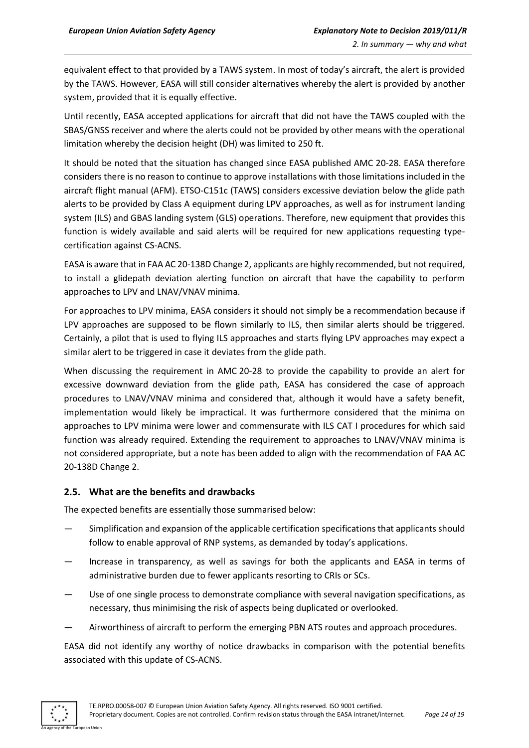equivalent effect to that provided by a TAWS system. In most of today's aircraft, the alert is provided by the TAWS. However, EASA will still consider alternatives whereby the alert is provided by another system, provided that it is equally effective.

Until recently, EASA accepted applications for aircraft that did not have the TAWS coupled with the SBAS/GNSS receiver and where the alerts could not be provided by other means with the operational limitation whereby the decision height (DH) was limited to 250 ft.

It should be noted that the situation has changed since EASA published AMC 20-28. EASA therefore considers there is no reason to continue to approve installations with those limitations included in the aircraft flight manual (AFM). ETSO-C151c (TAWS) considers excessive deviation below the glide path alerts to be provided by Class A equipment during LPV approaches, as well as for instrument landing system (ILS) and GBAS landing system (GLS) operations. Therefore, new equipment that provides this function is widely available and said alerts will be required for new applications requesting type-certification against CS-ACNS.

EASA is aware that in FAA AC 20-138D Change 2, applicants are highly recommended, but not required, to install a glidepath deviation alerting function on aircraft that have the capability to perform approaches to LPV and LNAV/VNAV minima.

For approaches to LPV minima, EASA considers it should not simply be a recommendation because if LPV approaches are supposed to be flown similarly to ILS, then similar alerts should be triggered. Certainly, a pilot that is used to flying ILS approaches and starts flying LPV approaches may expect a similar alert to be triggered in case it deviates from the glide path.

When discussing the requirement in AMC 20-28 to provide the capability to provide an alert for excessive downward deviation from the glide path, EASA has considered the case of approach procedures to LNAV/VNAV minima and considered that, although it would have a safety benefit, implementation would likely be impractical. It was furthermore considered that the minima on approaches to LPV minima were lower and commensurate with ILS CAT I procedures for which said function was already required. Extending the requirement to approaches to LNAV/VNAV minima is not considered appropriate, but a note has been added to align with the recommendation of FAA AC 20-138D Change 2.

## 2.5. What are the benefits and drawbacks

The expected benefits are essentially those summarised below:

— Simplification and expansion of the applicable certification specifications that applicants should follow to enable approval of RNP systems, as demanded by today's applications.

— Increase in transparency, as well as savings for both the applicants and EASA in terms of administrative burden due to fewer applicants resorting to CRIs or SCs.

— Use of one single process to demonstrate compliance with several navigation specifications, as necessary, thus minimising the risk of aspects being duplicated or overlooked.

— Airworthiness of aircraft to perform the emerging PBN ATS routes and approach procedures.

EASA did not identify any worthy of notice drawbacks in comparison with the potential benefits associated with this update of CS-ACNS.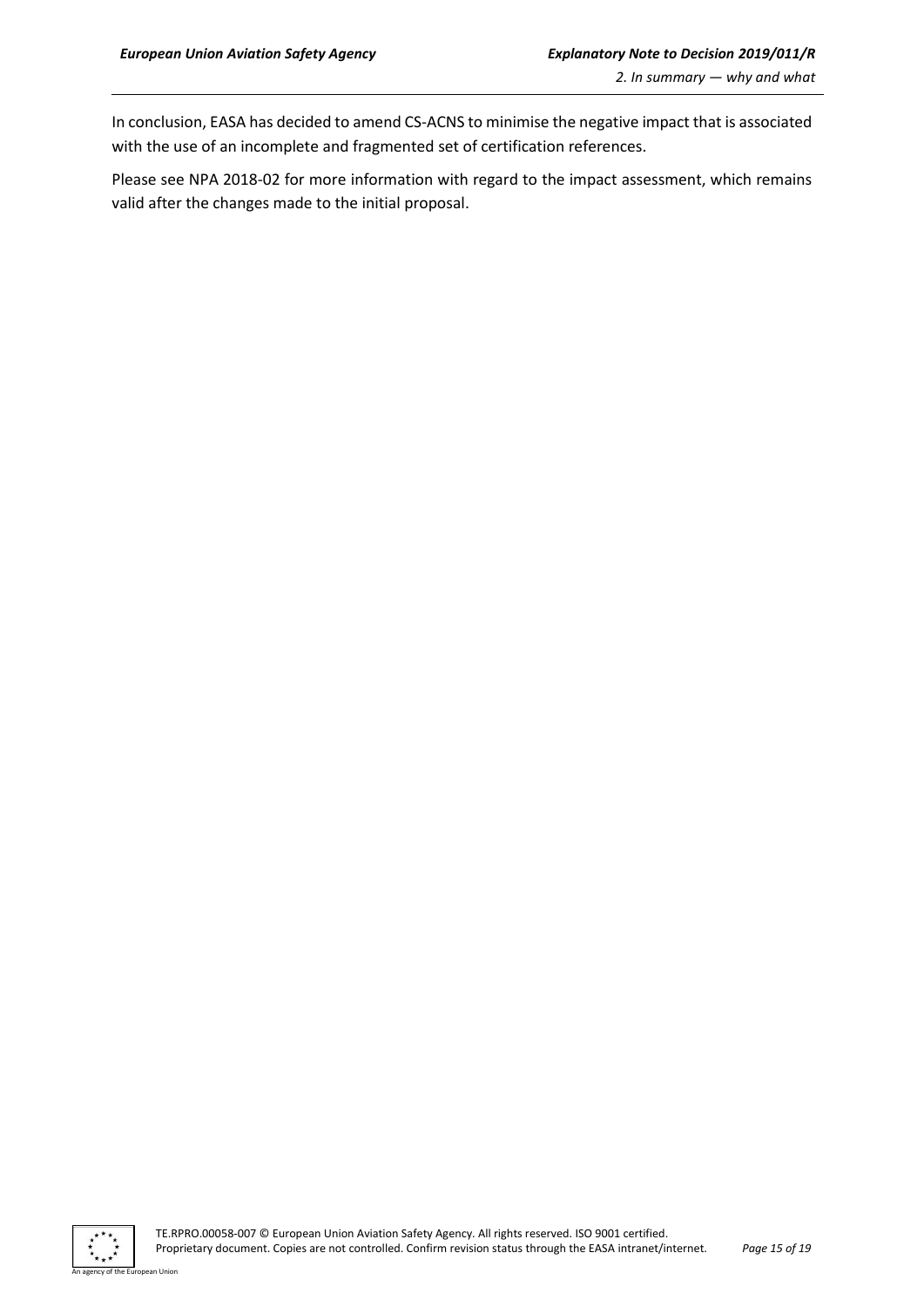In conclusion, EASA has decided to amend CS-ACNS to minimise the negative impact that is associated with the use of an incomplete and fragmented set of certification references.

Please see NPA 2018-02 for more information with regard to the impact assessment, which remains valid after the changes made to the initial proposal.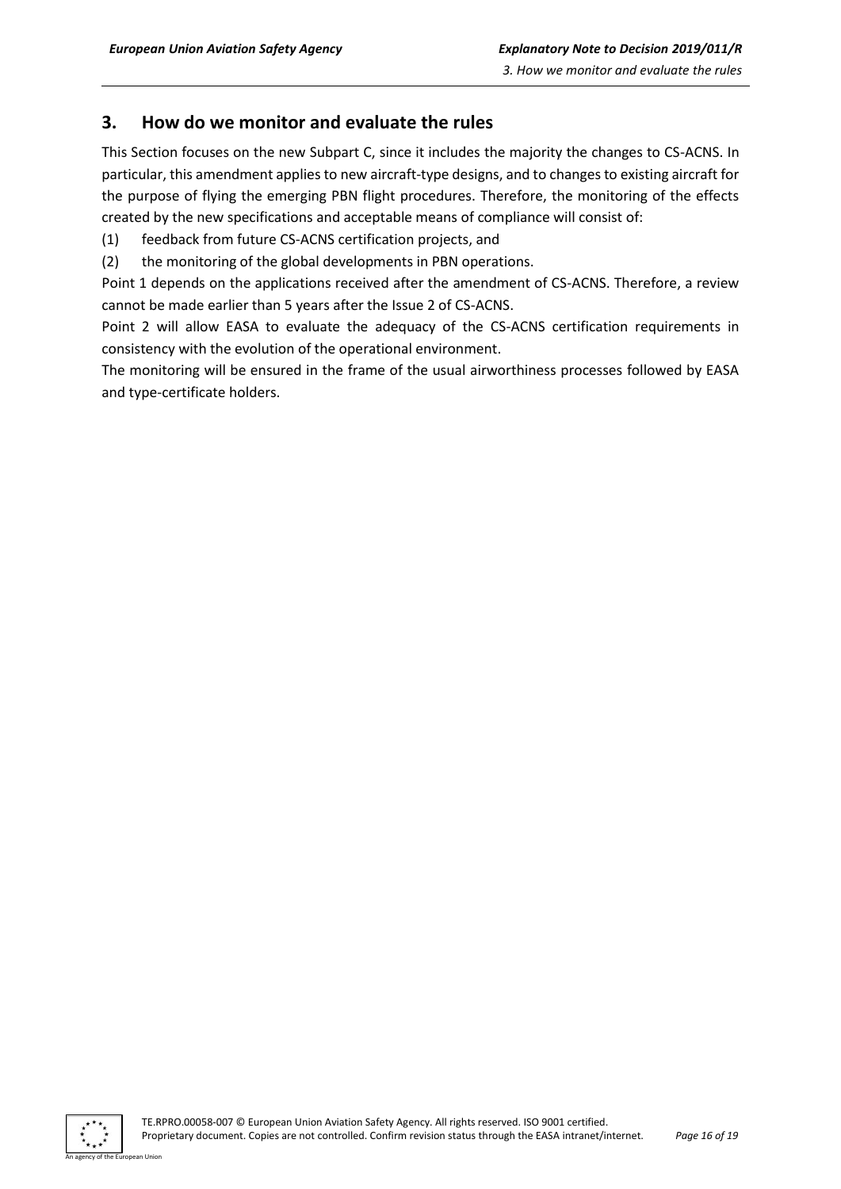## 3. How do we monitor and evaluate the rules

This Section focuses on the new Subpart C, since it includes the majority the changes to CS-ACNS. In particular, this amendment applies to new aircraft-type designs, and to changes to existing aircraft for the purpose of flying the emerging PBN flight procedures. Therefore, the monitoring of the effects created by the new specifications and acceptable means of compliance will consist of:

(1) feedback from future CS-ACNS certification projects, and

(2) the monitoring of the global developments in PBN operations.

Point 1 depends on the applications received after the amendment of CS-ACNS. Therefore, a review cannot be made earlier than 5 years after the Issue 2 of CS-ACNS.

Point 2 will allow EASA to evaluate the adequacy of the CS-ACNS certification requirements in consistency with the evolution of the operational environment.

The monitoring will be ensured in the frame of the usual airworthiness processes followed by EASA and type-certificate holders.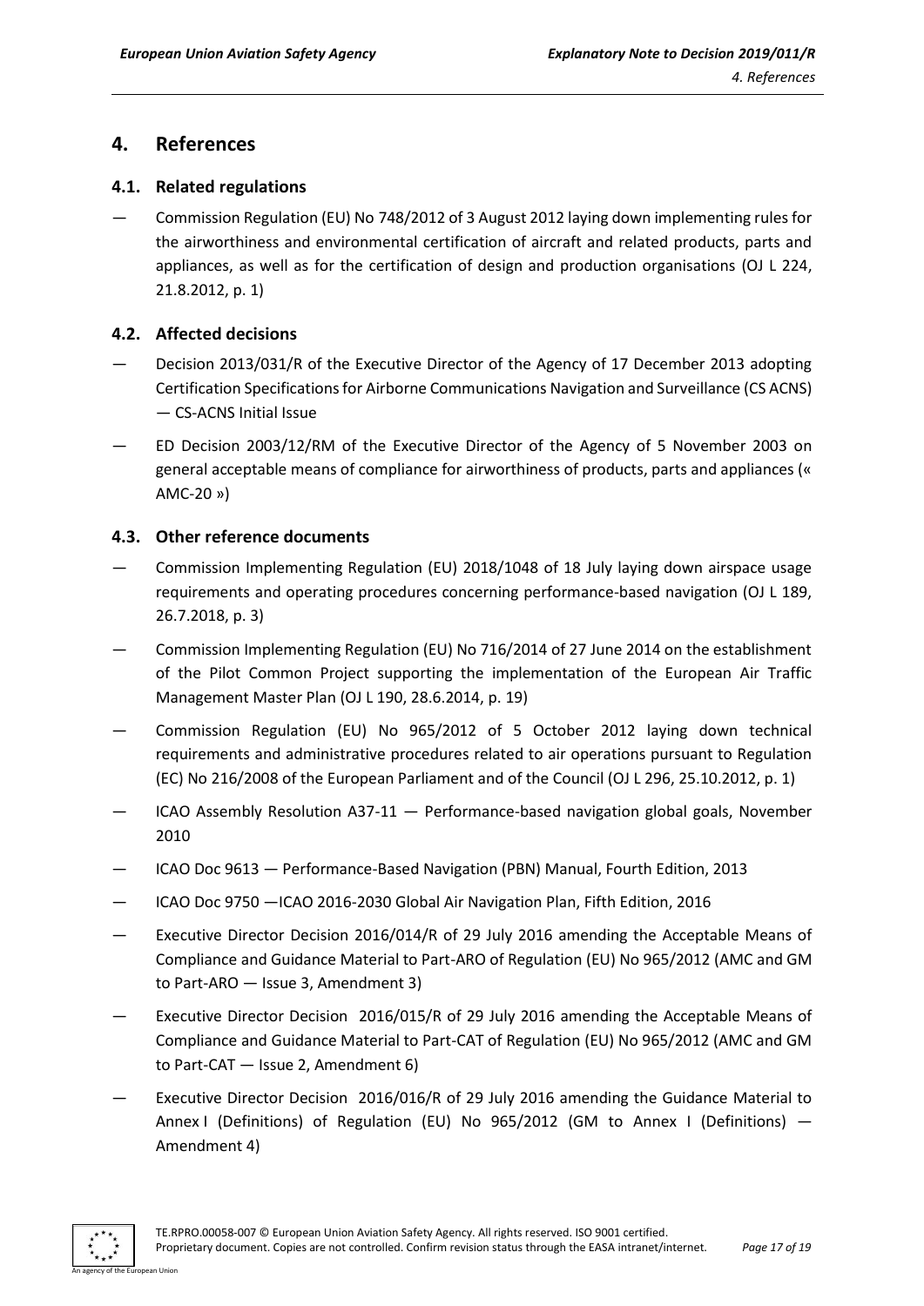# 4. References

## 4.1. Related regulations

— Commission Regulation (EU) No 748/2012 of 3 August 2012 laying down implementing rules for the airworthiness and environmental certification of aircraft and related products, parts and appliances, as well as for the certification of design and production organisations (OJ L 224, 21.8.2012, p. 1)

## 4.2. Affected decisions

— Decision 2013/031/R of the Executive Director of the Agency of 17 December 2013 adopting Certification Specifications for Airborne Communications Navigation and Surveillance (CS ACNS) — CS-ACNS Initial Issue

— ED Decision 2003/12/RM of the Executive Director of the Agency of 5 November 2003 on general acceptable means of compliance for airworthiness of products, parts and appliances (« AMC-20 »)

## 4.3. Other reference documents

— Commission Implementing Regulation (EU) 2018/1048 of 18 July laying down airspace usage requirements and operating procedures concerning performance-based navigation (OJ L 189, 26.7.2018, p. 3)

— Commission Implementing Regulation (EU) No 716/2014 of 27 June 2014 on the establishment of the Pilot Common Project supporting the implementation of the European Air Traffic Management Master Plan (OJ L 190, 28.6.2014, p. 19)

— Commission Regulation (EU) No 965/2012 of 5 October 2012 laying down technical requirements and administrative procedures related to air operations pursuant to Regulation (EC) No 216/2008 of the European Parliament and of the Council (OJ L 296, 25.10.2012, p. 1)

— ICAO Assembly Resolution A37-11 — Performance-based navigation global goals, November 2010

— ICAO Doc 9613 — Performance-Based Navigation (PBN) Manual, Fourth Edition, 2013

— ICAO Doc 9750 —ICAO 2016-2030 Global Air Navigation Plan, Fifth Edition, 2016

— Executive Director Decision 2016/014/R of 29 July 2016 amending the Acceptable Means of Compliance and Guidance Material to Part-ARO of Regulation (EU) No 965/2012 (AMC and GM to Part-ARO — Issue 3, Amendment 3)

— Executive Director Decision 2016/015/R of 29 July 2016 amending the Acceptable Means of Compliance and Guidance Material to Part-CAT of Regulation (EU) No 965/2012 (AMC and GM to Part-CAT — Issue 2, Amendment 6)

— Executive Director Decision 2016/016/R of 29 July 2016 amending the Guidance Material to Annex I (Definitions) of Regulation (EU) No 965/2012 (GM to Annex I (Definitions) — Amendment 4)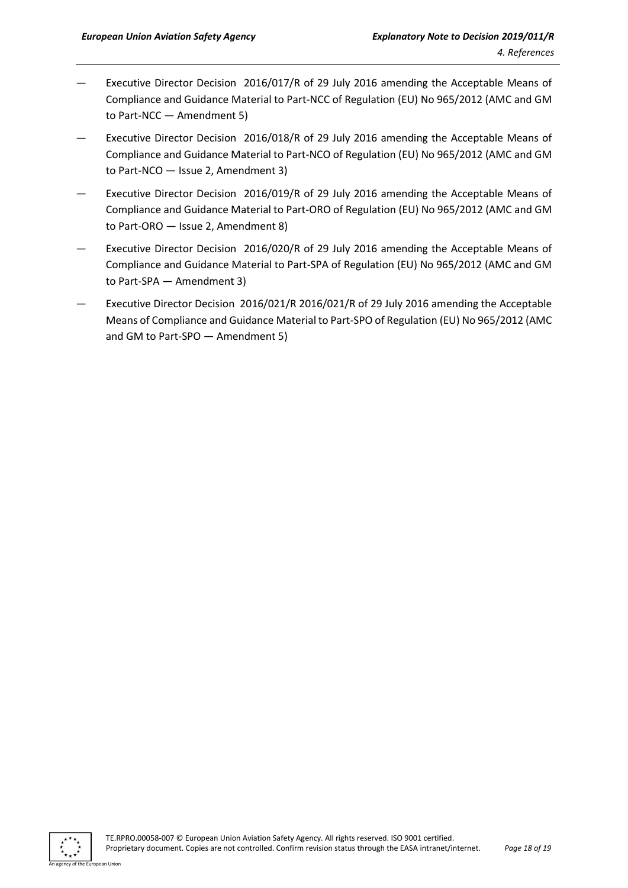- Executive Director Decision 2016/017/R of 29 July 2016 amending the Acceptable Means of Compliance and Guidance Material to Part-NCC of Regulation (EU) No 965/2012 (AMC and GM to Part-NCC — Amendment 5)
- Executive Director Decision 2016/018/R of 29 July 2016 amending the Acceptable Means of Compliance and Guidance Material to Part-NCO of Regulation (EU) No 965/2012 (AMC and GM to Part-NCO — Issue 2, Amendment 3)
- Executive Director Decision 2016/019/R of 29 July 2016 amending the Acceptable Means of Compliance and Guidance Material to Part-ORO of Regulation (EU) No 965/2012 (AMC and GM to Part-ORO — Issue 2, Amendment 8)
- Executive Director Decision 2016/020/R of 29 July 2016 amending the Acceptable Means of Compliance and Guidance Material to Part-SPA of Regulation (EU) No 965/2012 (AMC and GM to Part-SPA — Amendment 3)
- Executive Director Decision 2016/021/R 2016/021/R of 29 July 2016 amending the Acceptable Means of Compliance and Guidance Material to Part-SPO of Regulation (EU) No 965/2012 (AMC and GM to Part-SPO — Amendment 5)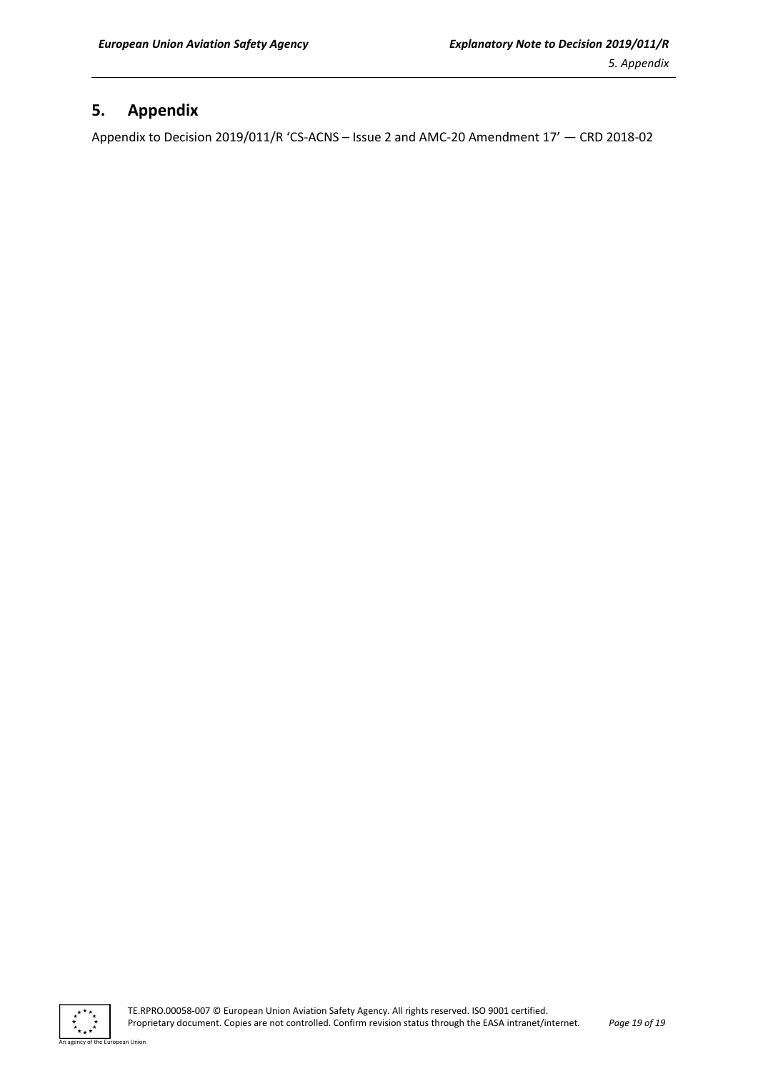## 5. Appendix

Appendix to Decision 2019/011/R 'CS-ACNS – Issue 2 and AMC-20 Amendment 17' — CRD 2018-02